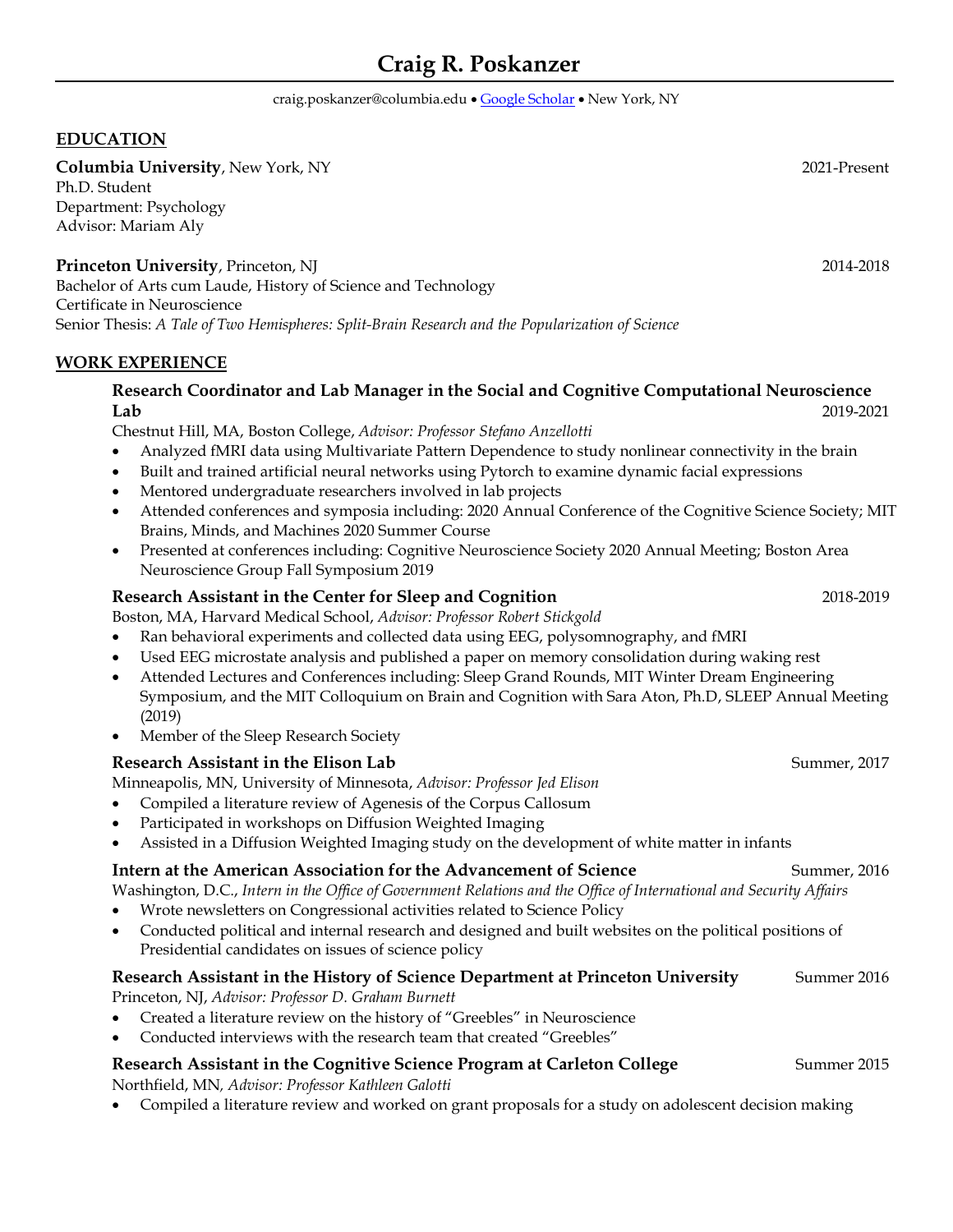# Craig R. Poskanzer

craig.poskanzer@columbia.edu • Google Scholar • New York, NY

## EDUCATION

**Columbia University**, New York, NY — 2021-Present
Ph.D. Student
Department: Psychology
Advisor: Mariam Aly

**Princeton University**, Princeton, NJ — 2014-2018
Bachelor of Arts cum Laude, History of Science and Technology
Certificate in Neuroscience
Senior Thesis: *A Tale of Two Hemispheres: Split-Brain Research and the Popularization of Science*

## WORK EXPERIENCE

### Research Coordinator and Lab Manager in the Social and Cognitive Computational Neuroscience Lab — 2019-2021

Chestnut Hill, MA, Boston College, *Advisor: Professor Stefano Anzellotti*

- Analyzed fMRI data using Multivariate Pattern Dependence to study nonlinear connectivity in the brain
- Built and trained artificial neural networks using Pytorch to examine dynamic facial expressions
- Mentored undergraduate researchers involved in lab projects
- Attended conferences and symposia including: 2020 Annual Conference of the Cognitive Science Society; MIT Brains, Minds, and Machines 2020 Summer Course
- Presented at conferences including: Cognitive Neuroscience Society 2020 Annual Meeting; Boston Area Neuroscience Group Fall Symposium 2019

### Research Assistant in the Center for Sleep and Cognition — 2018-2019

Boston, MA, Harvard Medical School, *Advisor: Professor Robert Stickgold*

- Ran behavioral experiments and collected data using EEG, polysomnography, and fMRI
- Used EEG microstate analysis and published a paper on memory consolidation during waking rest
- Attended Lectures and Conferences including: Sleep Grand Rounds, MIT Winter Dream Engineering Symposium, and the MIT Colloquium on Brain and Cognition with Sara Aton, Ph.D, SLEEP Annual Meeting (2019)
- Member of the Sleep Research Society

### Research Assistant in the Elison Lab — Summer, 2017

Minneapolis, MN, University of Minnesota, *Advisor: Professor Jed Elison*

- Compiled a literature review of Agenesis of the Corpus Callosum
- Participated in workshops on Diffusion Weighted Imaging
- Assisted in a Diffusion Weighted Imaging study on the development of white matter in infants

### Intern at the American Association for the Advancement of Science — Summer, 2016

Washington, D.C., *Intern in the Office of Government Relations and the Office of International and Security Affairs*

- Wrote newsletters on Congressional activities related to Science Policy
- Conducted political and internal research and designed and built websites on the political positions of Presidential candidates on issues of science policy

### Research Assistant in the History of Science Department at Princeton University — Summer 2016

Princeton, NJ, *Advisor: Professor D. Graham Burnett*

- Created a literature review on the history of "Greebles" in Neuroscience
- Conducted interviews with the research team that created "Greebles"

### Research Assistant in the Cognitive Science Program at Carleton College — Summer 2015

Northfield, MN*, Advisor: Professor Kathleen Galotti*

- Compiled a literature review and worked on grant proposals for a study on adolescent decision making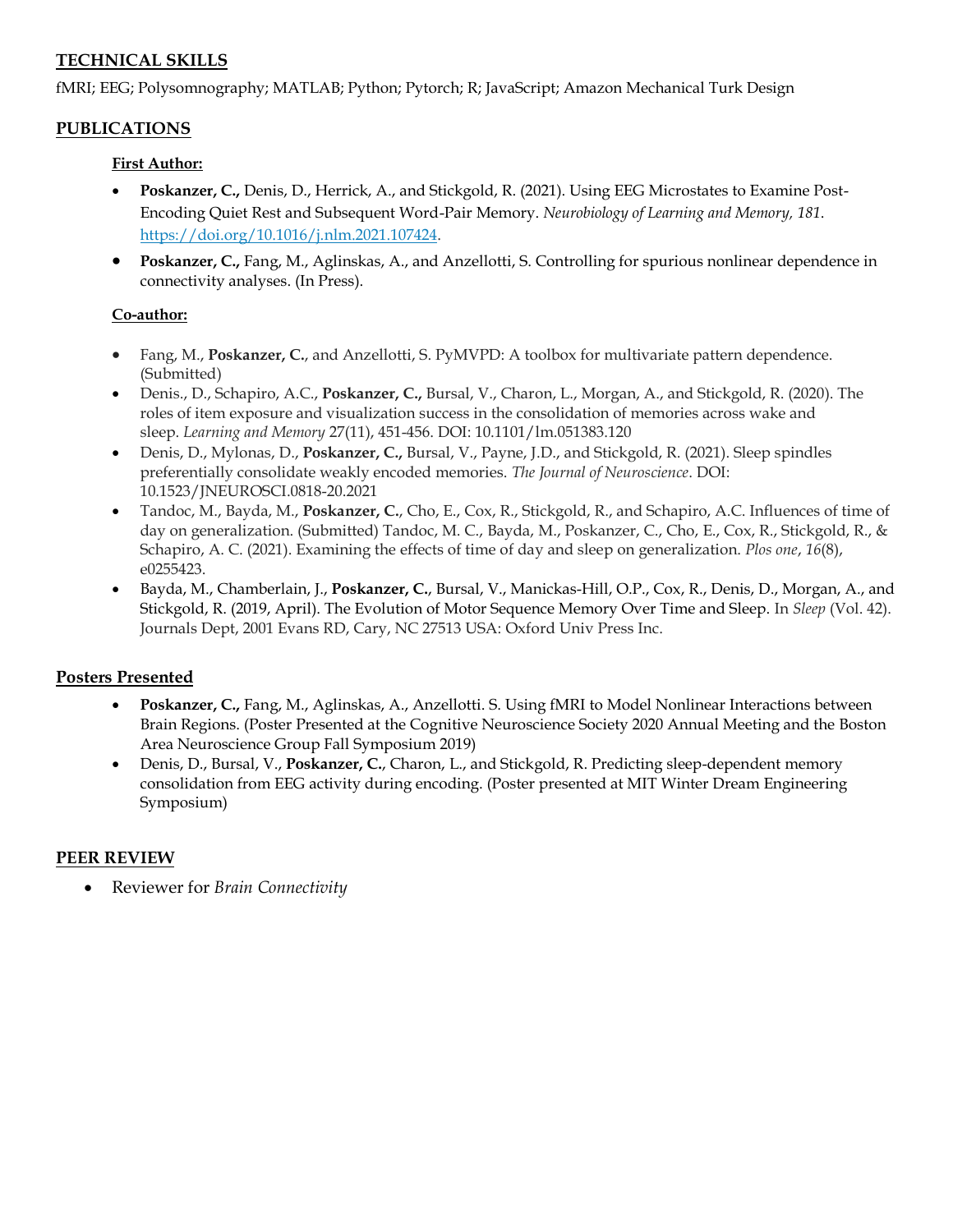## TECHNICAL SKILLS

fMRI; EEG; Polysomnography; MATLAB; Python; Pytorch; R; JavaScript; Amazon Mechanical Turk Design

## PUBLICATIONS

### First Author:

- **Poskanzer, C.,** Denis, D., Herrick, A., and Stickgold, R. (2021). Using EEG Microstates to Examine Post-Encoding Quiet Rest and Subsequent Word-Pair Memory. *Neurobiology of Learning and Memory, 181*. https://doi.org/10.1016/j.nlm.2021.107424.
- **Poskanzer, C.,** Fang, M., Aglinskas, A., and Anzellotti, S. Controlling for spurious nonlinear dependence in connectivity analyses. (In Press).

### Co-author:

- Fang, M., **Poskanzer, C.**, and Anzellotti, S. PyMVPD: A toolbox for multivariate pattern dependence. (Submitted)
- Denis., D., Schapiro, A.C., **Poskanzer, C.,** Bursal, V., Charon, L., Morgan, A., and Stickgold, R. (2020). The roles of item exposure and visualization success in the consolidation of memories across wake and sleep. *Learning and Memory* 27(11), 451-456. DOI: 10.1101/lm.051383.120
- Denis, D., Mylonas, D., **Poskanzer, C.,** Bursal, V., Payne, J.D., and Stickgold, R. (2021). Sleep spindles preferentially consolidate weakly encoded memories. *The Journal of Neuroscience*. DOI: 10.1523/JNEUROSCI.0818-20.2021
- Tandoc, M., Bayda, M., **Poskanzer, C.**, Cho, E., Cox, R., Stickgold, R., and Schapiro, A.C. Influences of time of day on generalization. (Submitted) Tandoc, M. C., Bayda, M., Poskanzer, C., Cho, E., Cox, R., Stickgold, R., & Schapiro, A. C. (2021). Examining the effects of time of day and sleep on generalization. *Plos one*, *16*(8), e0255423.
- Bayda, M., Chamberlain, J., **Poskanzer, C.**, Bursal, V., Manickas-Hill, O.P., Cox, R., Denis, D., Morgan, A., and Stickgold, R. (2019, April). The Evolution of Motor Sequence Memory Over Time and Sleep. In *Sleep* (Vol. 42). Journals Dept, 2001 Evans RD, Cary, NC 27513 USA: Oxford Univ Press Inc.

## Posters Presented

- **Poskanzer, C.,** Fang, M., Aglinskas, A., Anzellotti. S. Using fMRI to Model Nonlinear Interactions between Brain Regions. (Poster Presented at the Cognitive Neuroscience Society 2020 Annual Meeting and the Boston Area Neuroscience Group Fall Symposium 2019)
- Denis, D., Bursal, V., **Poskanzer, C.**, Charon, L., and Stickgold, R. Predicting sleep-dependent memory consolidation from EEG activity during encoding. (Poster presented at MIT Winter Dream Engineering Symposium)

## PEER REVIEW

- Reviewer for *Brain Connectivity*